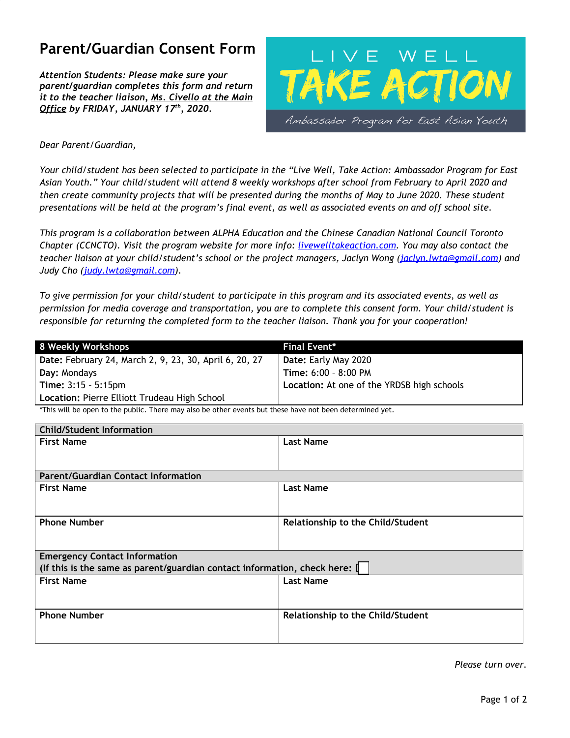# Parent/Guardian Consent Form

***Attention Students: Please make sure your parent/guardian completes this form and return it to the teacher liaison, Ms. Civello at the Main Office by FRIDAY, JANUARY 17th, 2020.***

LIVE WELL
TAKE ACTION
Ambassador Program for East Asian Youth

*Dear Parent/Guardian,*

*Your child/student has been selected to participate in the "Live Well, Take Action: Ambassador Program for East Asian Youth." Your child/student will attend 8 weekly workshops after school from February to April 2020 and then create community projects that will be presented during the months of May to June 2020. These student presentations will be held at the program's final event, as well as associated events on and off school site.*

*This program is a collaboration between ALPHA Education and the Chinese Canadian National Council Toronto Chapter (CCNCTO). Visit the program website for more info: livewelltakeaction.com. You may also contact the teacher liaison at your child/student's school or the project managers, Jaclyn Wong (jaclyn.lwta@gmail.com) and Judy Cho (judy.lwta@gmail.com).*

*To give permission for your child/student to participate in this program and its associated events, as well as permission for media coverage and transportation, you are to complete this consent form. Your child/student is responsible for returning the completed form to the teacher liaison. Thank you for your cooperation!*

| 8 Weekly Workshops | Final Event* |
|---|---|
| **Date:** February 24, March 2, 9, 23, 30, April 6, 20, 27<br>**Day:** Mondays<br>**Time:** 3:15 – 5:15pm<br>**Location:** Pierre Elliott Trudeau High School | **Date:** Early May 2020<br>**Time:** 6:00 – 8:00 PM<br>**Location:** At one of the YRDSB high schools |

*This will be open to the public. There may also be other events but these have not been determined yet.

| **Child/Student Information** | |
|---|---|
| **First Name** | **Last Name** |
| **Parent/Guardian Contact Information** | |
| **First Name** | **Last Name** |
| **Phone Number** | **Relationship to the Child/Student** |
| **Emergency Contact Information**<br>**(If this is the same as parent/guardian contact information, check here: ☐** | |
| **First Name** | **Last Name** |
| **Phone Number** | **Relationship to the Child/Student** |

*Please turn over.*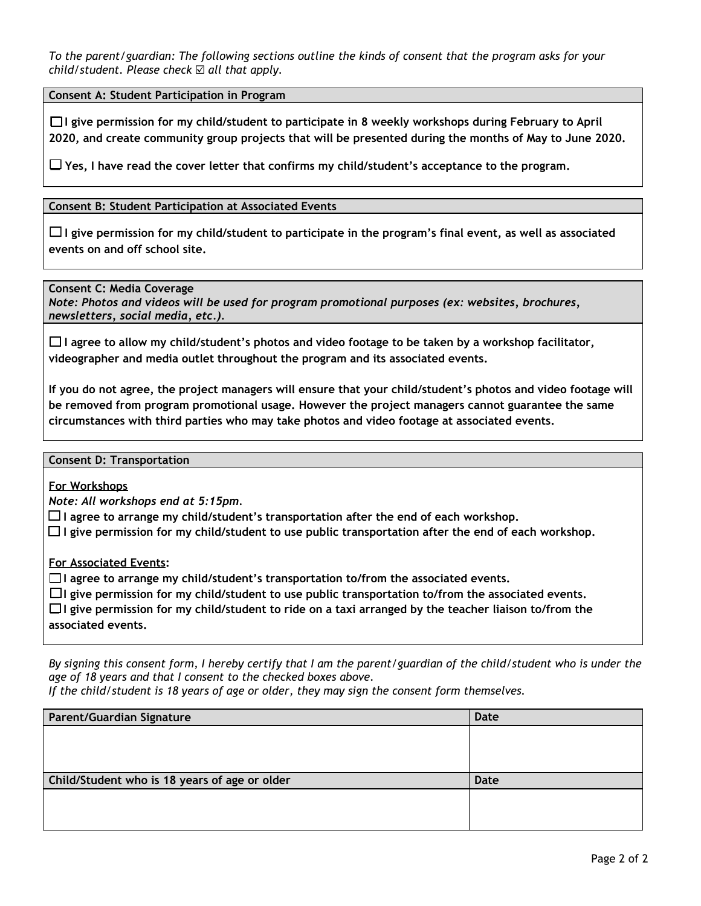*To the parent/guardian: The following sections outline the kinds of consent that the program asks for your child/student. Please check ☑ all that apply.*

**Consent A: Student Participation in Program**

☐ **I give permission for my child/student to participate in 8 weekly workshops during February to April 2020, and create community group projects that will be presented during the months of May to June 2020.**

☐ **Yes, I have read the cover letter that confirms my child/student's acceptance to the program.**

**Consent B: Student Participation at Associated Events**

☐ **I give permission for my child/student to participate in the program's final event, as well as associated events on and off school site.**

**Consent C: Media Coverage**

***Note: Photos and videos will be used for program promotional purposes (ex: websites, brochures, newsletters, social media, etc.).***

☐ **I agree to allow my child/student's photos and video footage to be taken by a workshop facilitator, videographer and media outlet throughout the program and its associated events.**

**If you do not agree, the project managers will ensure that your child/student's photos and video footage will be removed from program promotional usage. However the project managers cannot guarantee the same circumstances with third parties who may take photos and video footage at associated events.**

**Consent D: Transportation**

**<u>For Workshops</u>**

***Note: All workshops end at 5:15pm.***

☐ **I agree to arrange my child/student's transportation after the end of each workshop.**

☐ **I give permission for my child/student to use public transportation after the end of each workshop.**

**<u>For Associated Events</u>:**

☐ **I agree to arrange my child/student's transportation to/from the associated events.**

☐ **I give permission for my child/student to use public transportation to/from the associated events.**

☐ **I give permission for my child/student to ride on a taxi arranged by the teacher liaison to/from the associated events.**

*By signing this consent form, I hereby certify that I am the parent/guardian of the child/student who is under the age of 18 years and that I consent to the checked boxes above.*

*If the child/student is 18 years of age or older, they may sign the consent form themselves.*

| Parent/Guardian Signature | Date |
|---|---|
| | |

| Child/Student who is 18 years of age or older | Date |
|---|---|
| | |